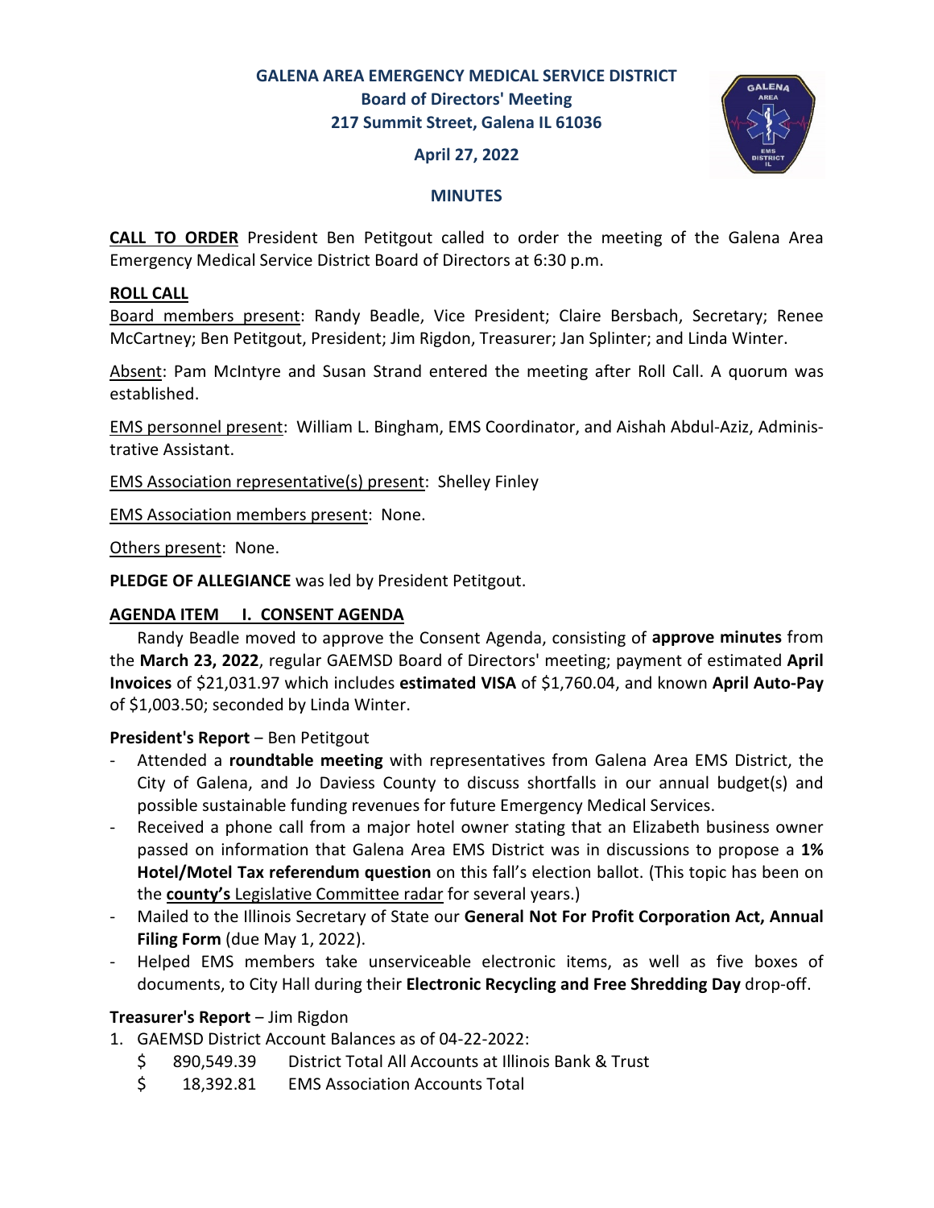# GALENA AREA EMERGENCY MEDICAL SERVICE DISTRICT

**Board of Directors' Meeting**
**217 Summit Street, Galena IL 61036**

**April 27, 2022**

## MINUTES

**CALL TO ORDER** President Ben Petitgout called to order the meeting of the Galena Area Emergency Medical Service District Board of Directors at 6:30 p.m.

**ROLL CALL**

Board members present: Randy Beadle, Vice President; Claire Bersbach, Secretary; Renee McCartney; Ben Petitgout, President; Jim Rigdon, Treasurer; Jan Splinter; and Linda Winter.

Absent: Pam McIntyre and Susan Strand entered the meeting after Roll Call. A quorum was established.

EMS personnel present: William L. Bingham, EMS Coordinator, and Aishah Abdul-Aziz, Administrative Assistant.

EMS Association representative(s) present: Shelley Finley

EMS Association members present: None.

Others present: None.

**PLEDGE OF ALLEGIANCE** was led by President Petitgout.

**AGENDA ITEM I. CONSENT AGENDA**

Randy Beadle moved to approve the Consent Agenda, consisting of **approve minutes** from the **March 23, 2022**, regular GAEMSD Board of Directors' meeting; payment of estimated **April Invoices** of $21,031.97 which includes **estimated VISA** of $1,760.04, and known **April Auto-Pay** of $1,003.50; seconded by Linda Winter.

**President's Report** – Ben Petitgout

- Attended a **roundtable meeting** with representatives from Galena Area EMS District, the City of Galena, and Jo Daviess County to discuss shortfalls in our annual budget(s) and possible sustainable funding revenues for future Emergency Medical Services.
- Received a phone call from a major hotel owner stating that an Elizabeth business owner passed on information that Galena Area EMS District was in discussions to propose a **1% Hotel/Motel Tax referendum question** on this fall's election ballot. (This topic has been on the **county's** Legislative Committee radar for several years.)
- Mailed to the Illinois Secretary of State our **General Not For Profit Corporation Act, Annual Filing Form** (due May 1, 2022).
- Helped EMS members take unserviceable electronic items, as well as five boxes of documents, to City Hall during their **Electronic Recycling and Free Shredding Day** drop-off.

**Treasurer's Report** – Jim Rigdon

1. GAEMSD District Account Balances as of 04-22-2022:
   - $ 890,549.39 District Total All Accounts at Illinois Bank & Trust
   - $ 18,392.81 EMS Association Accounts Total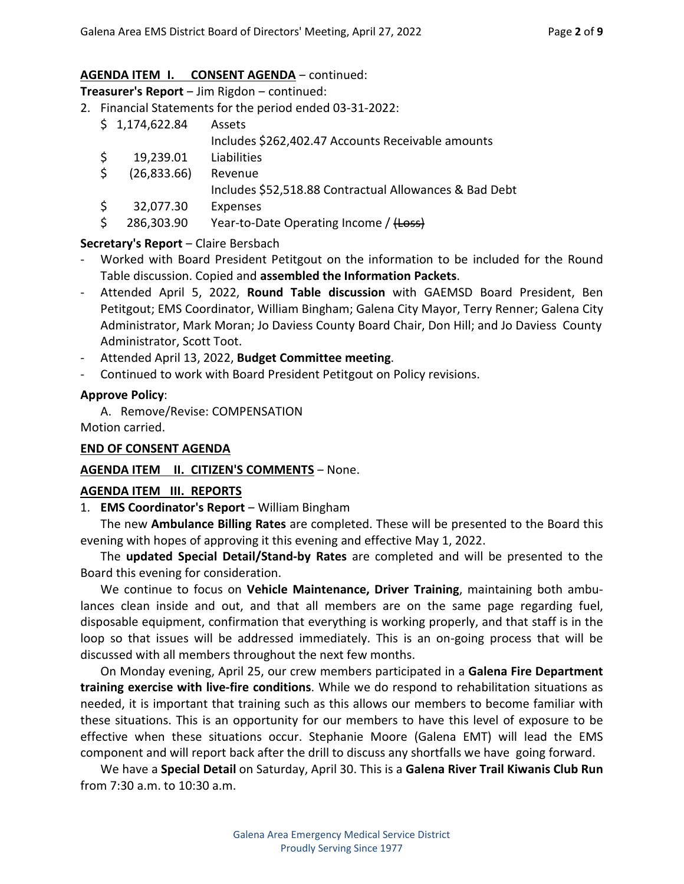**AGENA ITEM I. CONSENT AGENDA** – continued:

**Treasurer's Report** – Jim Rigdon – continued:

2. Financial Statements for the period ended 03-31-2022:

| | |
|---|---|
| $ 1,174,622.84 | Assets |
| | Includes $262,402.47 Accounts Receivable amounts |
| $ 19,239.01 | Liabilities |
| $ (26,833.66) | Revenue |
| | Includes $52,518.88 Contractual Allowances & Bad Debt |
| $ 32,077.30 | Expenses |
| $ 286,303.90 | Year-to-Date Operating Income / ~~(Loss)~~ |

**Secretary's Report** – Claire Bersbach

- Worked with Board President Petitgout on the information to be included for the Round Table discussion. Copied and **assembled the Information Packets**.
- Attended April 5, 2022, **Round Table discussion** with GAEMSD Board President, Ben Petitgout; EMS Coordinator, William Bingham; Galena City Mayor, Terry Renner; Galena City Administrator, Mark Moran; Jo Daviess County Board Chair, Don Hill; and Jo Daviess County Administrator, Scott Toot.
- Attended April 13, 2022, **Budget Committee meeting**.
- Continued to work with Board President Petitgout on Policy revisions.

**Approve Policy**:

A. Remove/Revise: COMPENSATION

Motion carried.

**END OF CONSENT AGENDA**

**AGENDA ITEM II. CITIZEN'S COMMENTS** – None.

**AGENDA ITEM III. REPORTS**

1. **EMS Coordinator's Report** – William Bingham

The new **Ambulance Billing Rates** are completed. These will be presented to the Board this evening with hopes of approving it this evening and effective May 1, 2022.

The **updated Special Detail/Stand-by Rates** are completed and will be presented to the Board this evening for consideration.

We continue to focus on **Vehicle Maintenance, Driver Training**, maintaining both ambulances clean inside and out, and that all members are on the same page regarding fuel, disposable equipment, confirmation that everything is working properly, and that staff is in the loop so that issues will be addressed immediately. This is an on-going process that will be discussed with all members throughout the next few months.

On Monday evening, April 25, our crew members participated in a **Galena Fire Department training exercise with live-fire conditions**. While we do respond to rehabilitation situations as needed, it is important that training such as this allows our members to become familiar with these situations. This is an opportunity for our members to have this level of exposure to be effective when these situations occur. Stephanie Moore (Galena EMT) will lead the EMS component and will report back after the drill to discuss any shortfalls we have going forward.

We have a **Special Detail** on Saturday, April 30. This is a **Galena River Trail Kiwanis Club Run** from 7:30 a.m. to 10:30 a.m.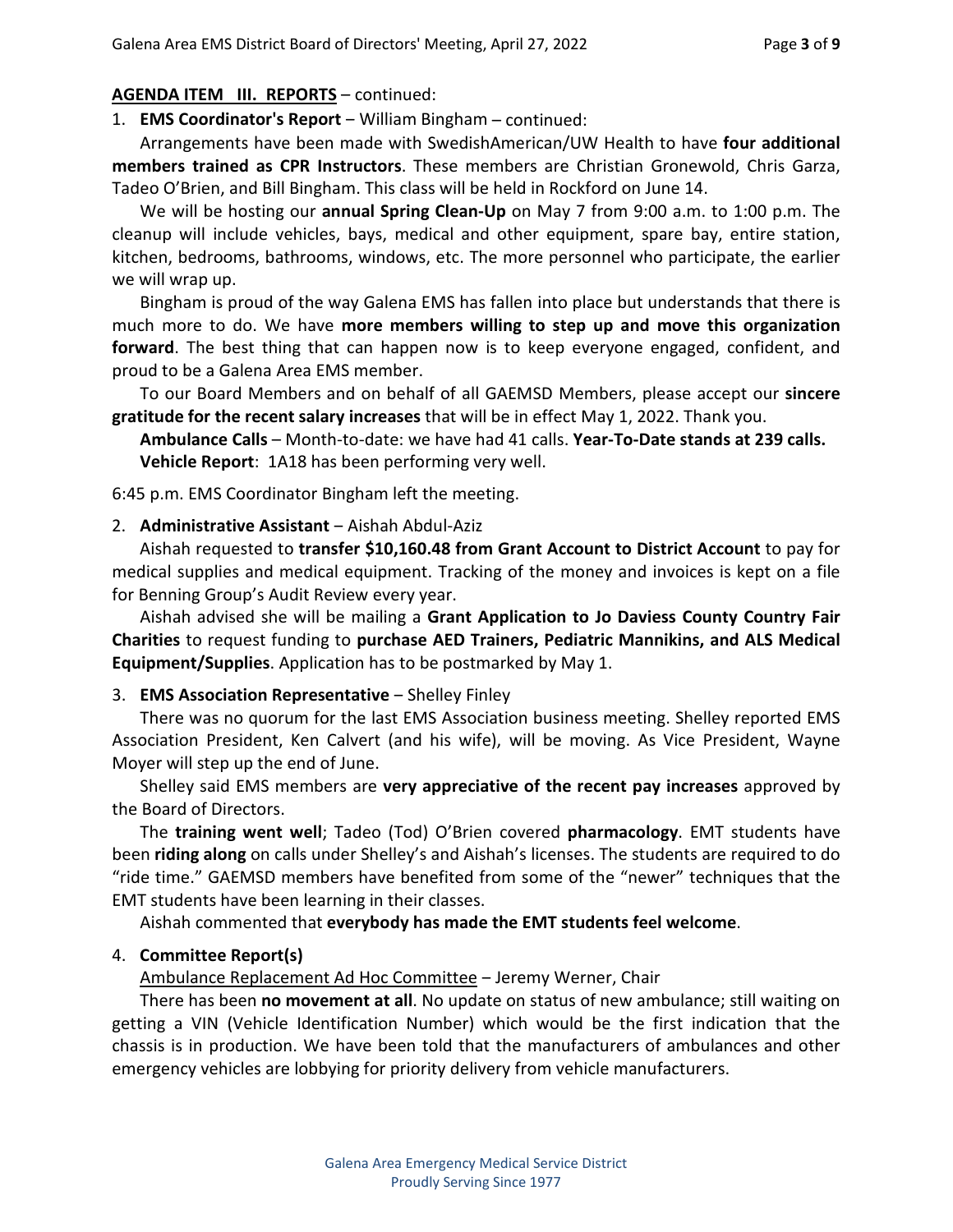**AGENDA ITEM III. REPORTS** – continued:

1. **EMS Coordinator's Report** – William Bingham – continued:

   Arrangements have been made with SwedishAmerican/UW Health to have **four additional members trained as CPR Instructors**. These members are Christian Gronewold, Chris Garza, Tadeo O'Brien, and Bill Bingham. This class will be held in Rockford on June 14.

   We will be hosting our **annual Spring Clean-Up** on May 7 from 9:00 a.m. to 1:00 p.m. The cleanup will include vehicles, bays, medical and other equipment, spare bay, entire station, kitchen, bedrooms, bathrooms, windows, etc. The more personnel who participate, the earlier we will wrap up.

   Bingham is proud of the way Galena EMS has fallen into place but understands that there is much more to do. We have **more members willing to step up and move this organization forward**. The best thing that can happen now is to keep everyone engaged, confident, and proud to be a Galena Area EMS member.

   To our Board Members and on behalf of all GAEMSD Members, please accept our **sincere gratitude for the recent salary increases** that will be in effect May 1, 2022. Thank you.

   **Ambulance Calls** – Month-to-date: we have had 41 calls. **Year-To-Date stands at 239 calls.**

   **Vehicle Report**: 1A18 has been performing very well.

6:45 p.m. EMS Coordinator Bingham left the meeting.

2. **Administrative Assistant** – Aishah Abdul-Aziz

   Aishah requested to **transfer $10,160.48 from Grant Account to District Account** to pay for medical supplies and medical equipment. Tracking of the money and invoices is kept on a file for Benning Group's Audit Review every year.

   Aishah advised she will be mailing a **Grant Application to Jo Daviess County Country Fair Charities** to request funding to **purchase AED Trainers, Pediatric Mannikins, and ALS Medical Equipment/Supplies**. Application has to be postmarked by May 1.

3. **EMS Association Representative** – Shelley Finley

   There was no quorum for the last EMS Association business meeting. Shelley reported EMS Association President, Ken Calvert (and his wife), will be moving. As Vice President, Wayne Moyer will step up the end of June.

   Shelley said EMS members are **very appreciative of the recent pay increases** approved by the Board of Directors.

   The **training went well**; Tadeo (Tod) O'Brien covered **pharmacology**. EMT students have been **riding along** on calls under Shelley's and Aishah's licenses. The students are required to do "ride time." GAEMSD members have benefited from some of the "newer" techniques that the EMT students have been learning in their classes.

   Aishah commented that **everybody has made the EMT students feel welcome**.

4. **Committee Report(s)**

   <u>Ambulance Replacement Ad Hoc Committee</u> – Jeremy Werner, Chair

   There has been **no movement at all**. No update on status of new ambulance; still waiting on getting a VIN (Vehicle Identification Number) which would be the first indication that the chassis is in production. We have been told that the manufacturers of ambulances and other emergency vehicles are lobbying for priority delivery from vehicle manufacturers.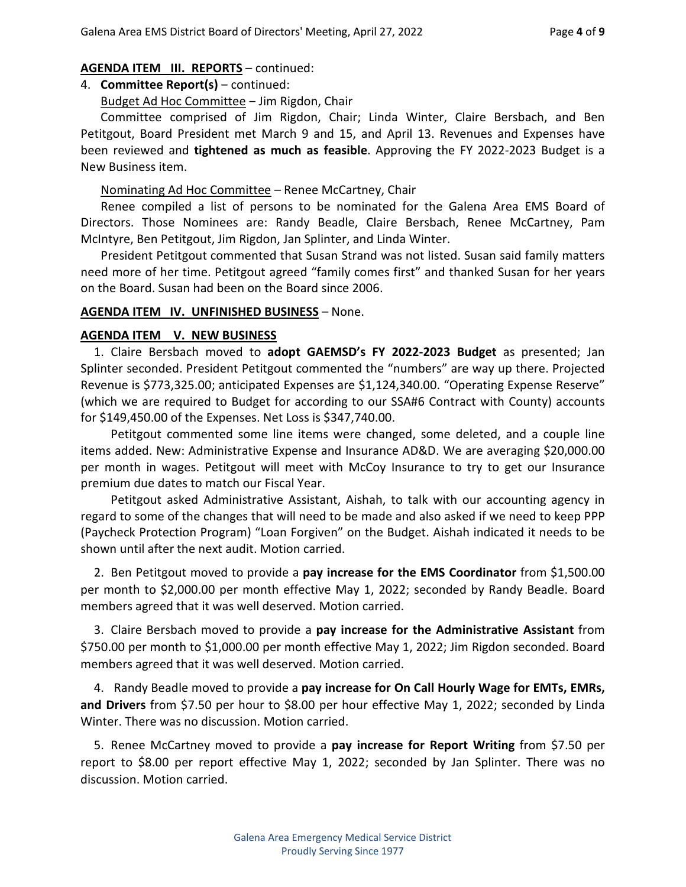**AGENDA ITEM III. REPORTS** – continued:

4. **Committee Report(s)** – continued:

Budget Ad Hoc Committee – Jim Rigdon, Chair

Committee comprised of Jim Rigdon, Chair; Linda Winter, Claire Bersbach, and Ben Petitgout, Board President met March 9 and 15, and April 13. Revenues and Expenses have been reviewed and **tightened as much as feasible**. Approving the FY 2022-2023 Budget is a New Business item.

Nominating Ad Hoc Committee – Renee McCartney, Chair

Renee compiled a list of persons to be nominated for the Galena Area EMS Board of Directors. Those Nominees are: Randy Beadle, Claire Bersbach, Renee McCartney, Pam McIntyre, Ben Petitgout, Jim Rigdon, Jan Splinter, and Linda Winter.

President Petitgout commented that Susan Strand was not listed. Susan said family matters need more of her time. Petitgout agreed "family comes first" and thanked Susan for her years on the Board. Susan had been on the Board since 2006.

**AGENDA ITEM IV. UNFINISHED BUSINESS** – None.

**AGENDA ITEM V. NEW BUSINESS**

1. Claire Bersbach moved to **adopt GAEMSD's FY 2022-2023 Budget** as presented; Jan Splinter seconded. President Petitgout commented the "numbers" are way up there. Projected Revenue is $773,325.00; anticipated Expenses are $1,124,340.00. "Operating Expense Reserve" (which we are required to Budget for according to our SSA#6 Contract with County) accounts for $149,450.00 of the Expenses. Net Loss is $347,740.00.

   Petitgout commented some line items were changed, some deleted, and a couple line items added. New: Administrative Expense and Insurance AD&D. We are averaging $20,000.00 per month in wages. Petitgout will meet with McCoy Insurance to try to get our Insurance premium due dates to match our Fiscal Year.

   Petitgout asked Administrative Assistant, Aishah, to talk with our accounting agency in regard to some of the changes that will need to be made and also asked if we need to keep PPP (Paycheck Protection Program) "Loan Forgiven" on the Budget. Aishah indicated it needs to be shown until after the next audit. Motion carried.

2. Ben Petitgout moved to provide a **pay increase for the EMS Coordinator** from $1,500.00 per month to $2,000.00 per month effective May 1, 2022; seconded by Randy Beadle. Board members agreed that it was well deserved. Motion carried.

3. Claire Bersbach moved to provide a **pay increase for the Administrative Assistant** from $750.00 per month to $1,000.00 per month effective May 1, 2022; Jim Rigdon seconded. Board members agreed that it was well deserved. Motion carried.

4. Randy Beadle moved to provide a **pay increase for On Call Hourly Wage for EMTs, EMRs, and Drivers** from $7.50 per hour to $8.00 per hour effective May 1, 2022; seconded by Linda Winter. There was no discussion. Motion carried.

5. Renee McCartney moved to provide a **pay increase for Report Writing** from $7.50 per report to $8.00 per report effective May 1, 2022; seconded by Jan Splinter. There was no discussion. Motion carried.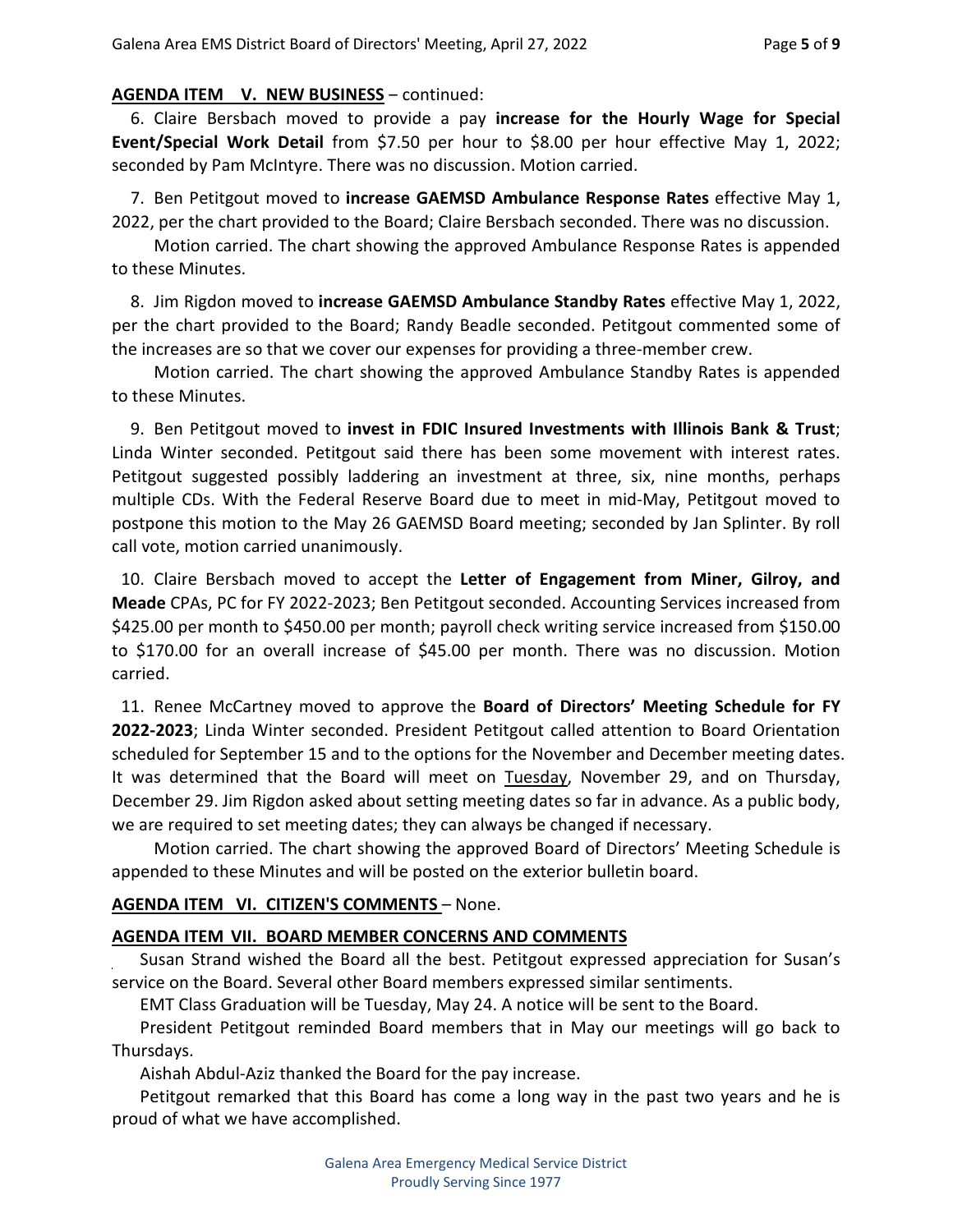**AGENDA ITEM V. NEW BUSINESS** – continued:

6. Claire Bersbach moved to provide a pay **increase for the Hourly Wage for Special Event/Special Work Detail** from $7.50 per hour to $8.00 per hour effective May 1, 2022; seconded by Pam McIntyre. There was no discussion. Motion carried.

7. Ben Petitgout moved to **increase GAEMSD Ambulance Response Rates** effective May 1, 2022, per the chart provided to the Board; Claire Bersbach seconded. There was no discussion.

Motion carried. The chart showing the approved Ambulance Response Rates is appended to these Minutes.

8. Jim Rigdon moved to **increase GAEMSD Ambulance Standby Rates** effective May 1, 2022, per the chart provided to the Board; Randy Beadle seconded. Petitgout commented some of the increases are so that we cover our expenses for providing a three-member crew.

Motion carried. The chart showing the approved Ambulance Standby Rates is appended to these Minutes.

9. Ben Petitgout moved to **invest in FDIC Insured Investments with Illinois Bank & Trust**; Linda Winter seconded. Petitgout said there has been some movement with interest rates. Petitgout suggested possibly laddering an investment at three, six, nine months, perhaps multiple CDs. With the Federal Reserve Board due to meet in mid-May, Petitgout moved to postpone this motion to the May 26 GAEMSD Board meeting; seconded by Jan Splinter. By roll call vote, motion carried unanimously.

10. Claire Bersbach moved to accept the **Letter of Engagement from Miner, Gilroy, and Meade** CPAs, PC for FY 2022-2023; Ben Petitgout seconded. Accounting Services increased from $425.00 per month to $450.00 per month; payroll check writing service increased from $150.00 to $170.00 for an overall increase of $45.00 per month. There was no discussion. Motion carried.

11. Renee McCartney moved to approve the **Board of Directors' Meeting Schedule for FY 2022-2023**; Linda Winter seconded. President Petitgout called attention to Board Orientation scheduled for September 15 and to the options for the November and December meeting dates. It was determined that the Board will meet on <u>Tuesday</u>, November 29, and on Thursday, December 29. Jim Rigdon asked about setting meeting dates so far in advance. As a public body, we are required to set meeting dates; they can always be changed if necessary.

Motion carried. The chart showing the approved Board of Directors' Meeting Schedule is appended to these Minutes and will be posted on the exterior bulletin board.

**AGENDA ITEM VI. CITIZEN'S COMMENTS** – None.

**AGENDA ITEM VII. BOARD MEMBER CONCERNS AND COMMENTS**

Susan Strand wished the Board all the best. Petitgout expressed appreciation for Susan's service on the Board. Several other Board members expressed similar sentiments.

EMT Class Graduation will be Tuesday, May 24. A notice will be sent to the Board.

President Petitgout reminded Board members that in May our meetings will go back to Thursdays.

Aishah Abdul-Aziz thanked the Board for the pay increase.

Petitgout remarked that this Board has come a long way in the past two years and he is proud of what we have accomplished.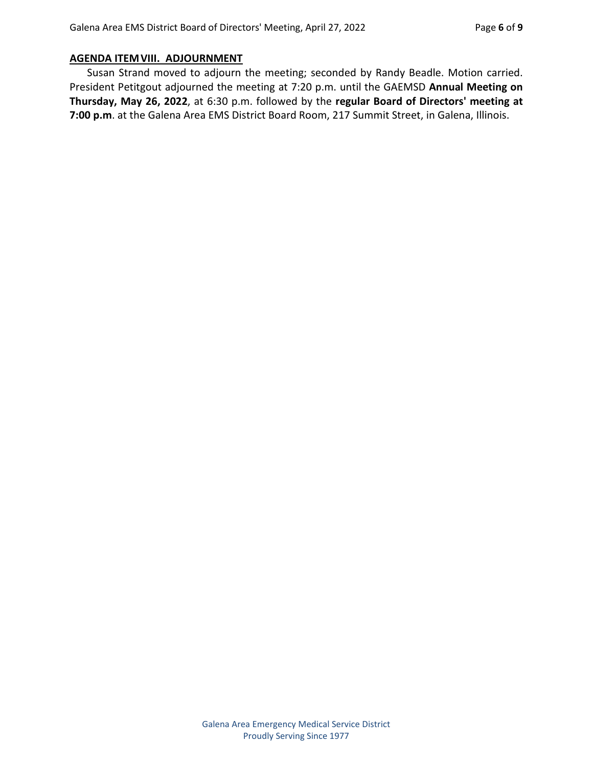**AGENDA ITEM VIII. ADJOURNMENT**

Susan Strand moved to adjourn the meeting; seconded by Randy Beadle. Motion carried. President Petitgout adjourned the meeting at 7:20 p.m. until the GAEMSD **Annual Meeting on Thursday, May 26, 2022**, at 6:30 p.m. followed by the **regular Board of Directors' meeting at 7:00 p.m**. at the Galena Area EMS District Board Room, 217 Summit Street, in Galena, Illinois.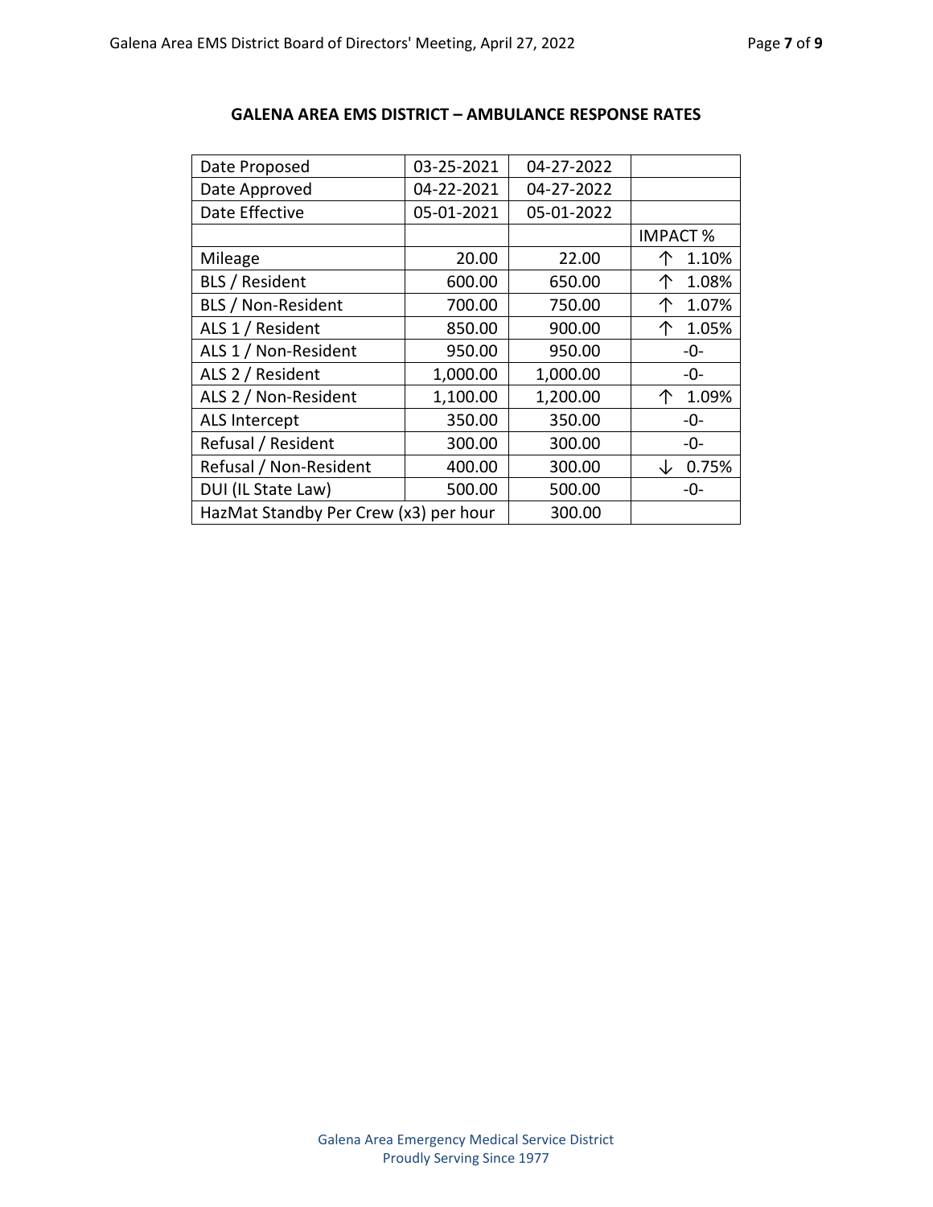## GALENA AREA EMS DISTRICT – AMBULANCE RESPONSE RATES

| Date Proposed | 03-25-2021 | 04-27-2022 | |
|---|---|---|---|
| Date Approved | 04-22-2021 | 04-27-2022 | |
| Date Effective | 05-01-2021 | 05-01-2022 | |
| | | | IMPACT % |
| Mileage | 20.00 | 22.00 | ↑ 1.10% |
| BLS / Resident | 600.00 | 650.00 | ↑ 1.08% |
| BLS / Non-Resident | 700.00 | 750.00 | ↑ 1.07% |
| ALS 1 / Resident | 850.00 | 900.00 | ↑ 1.05% |
| ALS 1 / Non-Resident | 950.00 | 950.00 | -0- |
| ALS 2 / Resident | 1,000.00 | 1,000.00 | -0- |
| ALS 2 / Non-Resident | 1,100.00 | 1,200.00 | ↑ 1.09% |
| ALS Intercept | 350.00 | 350.00 | -0- |
| Refusal / Resident | 300.00 | 300.00 | -0- |
| Refusal / Non-Resident | 400.00 | 300.00 | ↓ 0.75% |
| DUI (IL State Law) | 500.00 | 500.00 | -0- |
| HazMat Standby Per Crew (x3) per hour | | 300.00 | |

Galena Area Emergency Medical Service District
Proudly Serving Since 1977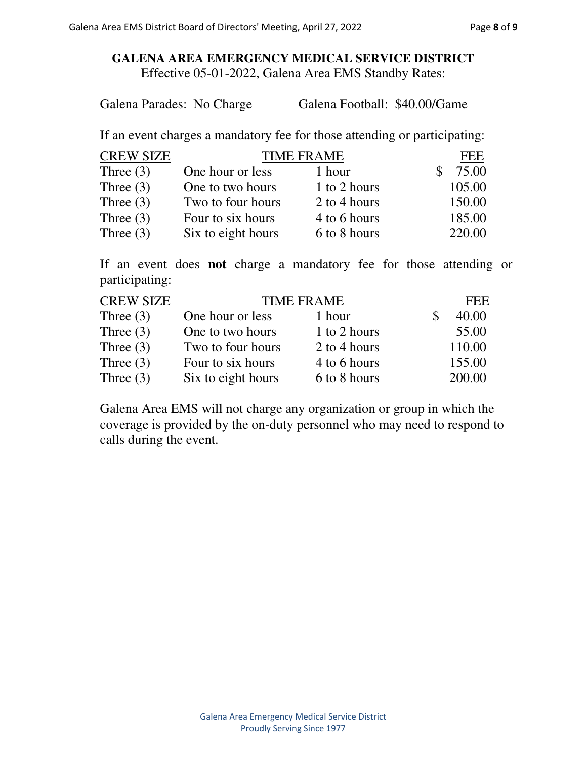## GALENA AREA EMERGENCY MEDICAL SERVICE DISTRICT

Effective 05-01-2022, Galena Area EMS Standby Rates:

Galena Parades: No Charge     Galena Football: $40.00/Game

If an event charges a mandatory fee for those attending or participating:

| CREW SIZE | TIME FRAME | | FEE |
|---|---|---|---|
| Three (3) | One hour or less | 1 hour | $ 75.00 |
| Three (3) | One to two hours | 1 to 2 hours | 105.00 |
| Three (3) | Two to four hours | 2 to 4 hours | 150.00 |
| Three (3) | Four to six hours | 4 to 6 hours | 185.00 |
| Three (3) | Six to eight hours | 6 to 8 hours | 220.00 |

If an event does **not** charge a mandatory fee for those attending or participating:

| CREW SIZE | TIME FRAME | | FEE |
|---|---|---|---|
| Three (3) | One hour or less | 1 hour | $ 40.00 |
| Three (3) | One to two hours | 1 to 2 hours | 55.00 |
| Three (3) | Two to four hours | 2 to 4 hours | 110.00 |
| Three (3) | Four to six hours | 4 to 6 hours | 155.00 |
| Three (3) | Six to eight hours | 6 to 8 hours | 200.00 |

Galena Area EMS will not charge any organization or group in which the coverage is provided by the on-duty personnel who may need to respond to calls during the event.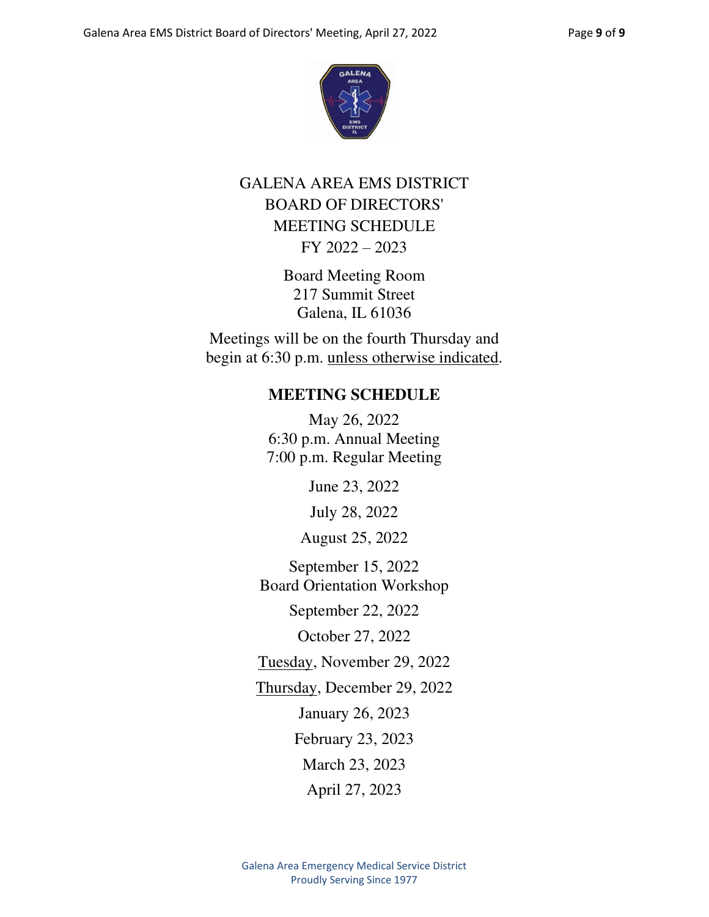# GALENA AREA EMS DISTRICT
# BOARD OF DIRECTORS'
# MEETING SCHEDULE
# FY 2022 – 2023

Board Meeting Room
217 Summit Street
Galena, IL 61036

Meetings will be on the fourth Thursday and begin at 6:30 p.m. unless otherwise indicated.

## MEETING SCHEDULE

May 26, 2022
6:30 p.m. Annual Meeting
7:00 p.m. Regular Meeting

June 23, 2022

July 28, 2022

August 25, 2022

September 15, 2022
Board Orientation Workshop

September 22, 2022

October 27, 2022

Tuesday, November 29, 2022

Thursday, December 29, 2022

January 26, 2023

February 23, 2023

March 23, 2023

April 27, 2023

Galena Area Emergency Medical Service District
Proudly Serving Since 1977